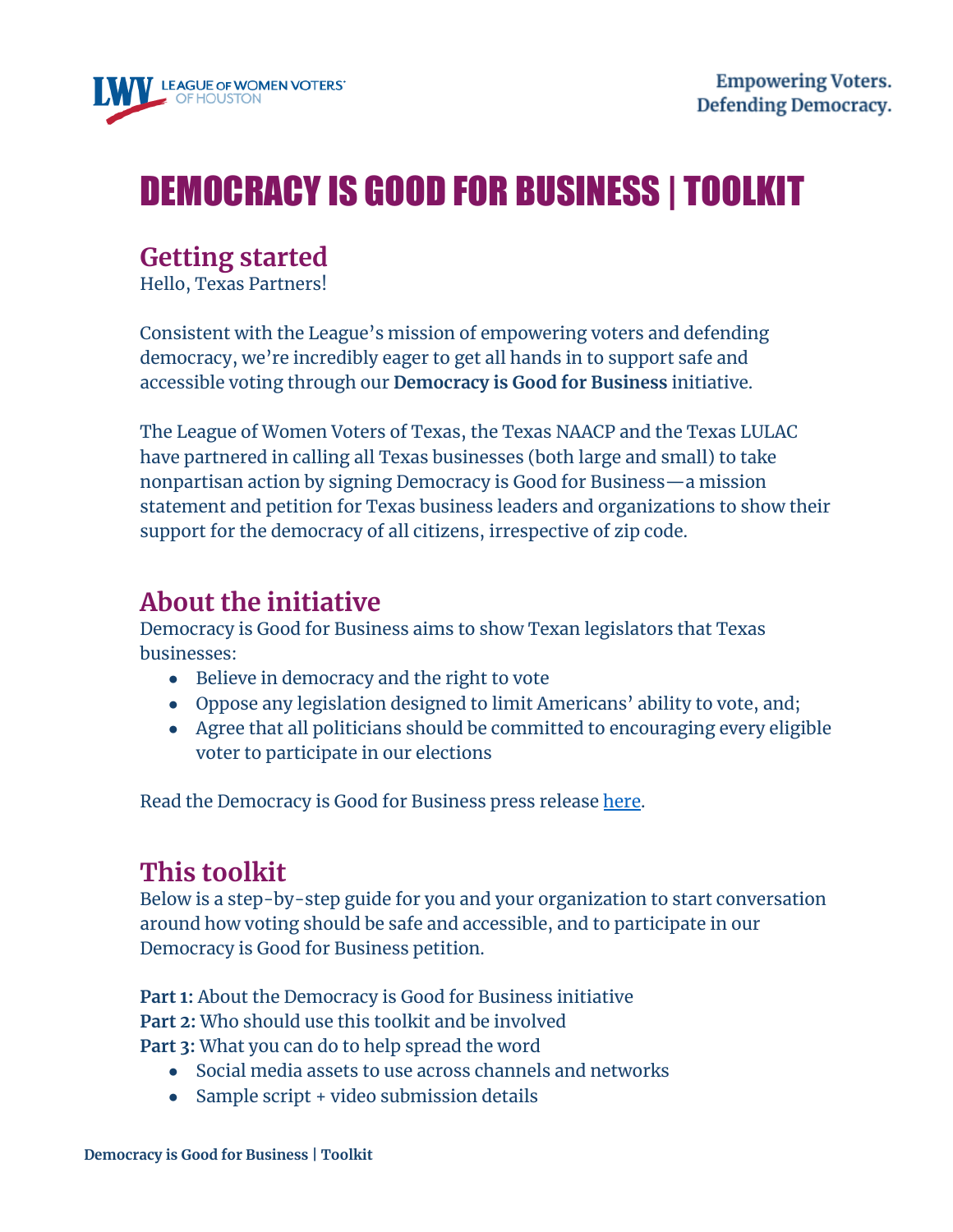Empowering Voters.
Defending Democracy.

# DEMOCRACY IS GOOD FOR BUSINESS | TOOLKIT

## Getting started

Hello, Texas Partners!

Consistent with the League's mission of empowering voters and defending democracy, we're incredibly eager to get all hands in to support safe and accessible voting through our **Democracy is Good for Business** initiative.

The League of Women Voters of Texas, the Texas NAACP and the Texas LULAC have partnered in calling all Texas businesses (both large and small) to take nonpartisan action by signing Democracy is Good for Business—a mission statement and petition for Texas business leaders and organizations to show their support for the democracy of all citizens, irrespective of zip code.

## About the initiative

Democracy is Good for Business aims to show Texan legislators that Texas businesses:

- Believe in democracy and the right to vote
- Oppose any legislation designed to limit Americans' ability to vote, and;
- Agree that all politicians should be committed to encouraging every eligible voter to participate in our elections

Read the Democracy is Good for Business press release [here](#).

## This toolkit

Below is a step-by-step guide for you and your organization to start conversation around how voting should be safe and accessible, and to participate in our Democracy is Good for Business petition.

**Part 1:** About the Democracy is Good for Business initiative
**Part 2:** Who should use this toolkit and be involved
**Part 3:** What you can do to help spread the word

- Social media assets to use across channels and networks
- Sample script + video submission details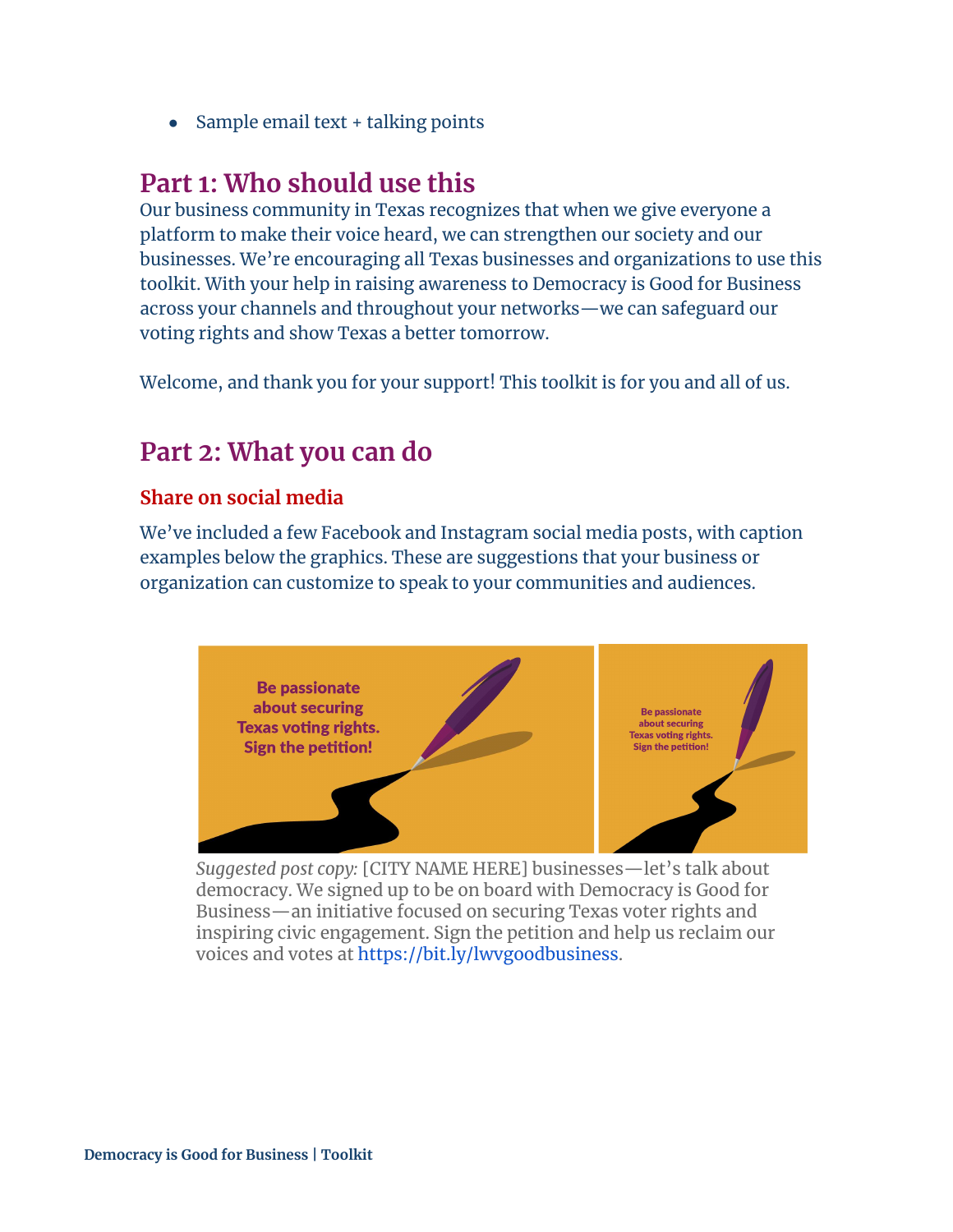- Sample email text + talking points

## Part 1: Who should use this

Our business community in Texas recognizes that when we give everyone a platform to make their voice heard, we can strengthen our society and our businesses. We're encouraging all Texas businesses and organizations to use this toolkit. With your help in raising awareness to Democracy is Good for Business across your channels and throughout your networks—we can safeguard our voting rights and show Texas a better tomorrow.

Welcome, and thank you for your support! This toolkit is for you and all of us.

## Part 2: What you can do

### Share on social media

We've included a few Facebook and Instagram social media posts, with caption examples below the graphics. These are suggestions that your business or organization can customize to speak to your communities and audiences.

Be passionate about securing Texas voting rights. Sign the petition!

Be passionate about securing Texas voting rights. Sign the petition!

*Suggested post copy:* [CITY NAME HERE] businesses—let's talk about democracy. We signed up to be on board with Democracy is Good for Business—an initiative focused on securing Texas voter rights and inspiring civic engagement. Sign the petition and help us reclaim our voices and votes at https://bit.ly/lwvgoodbusiness.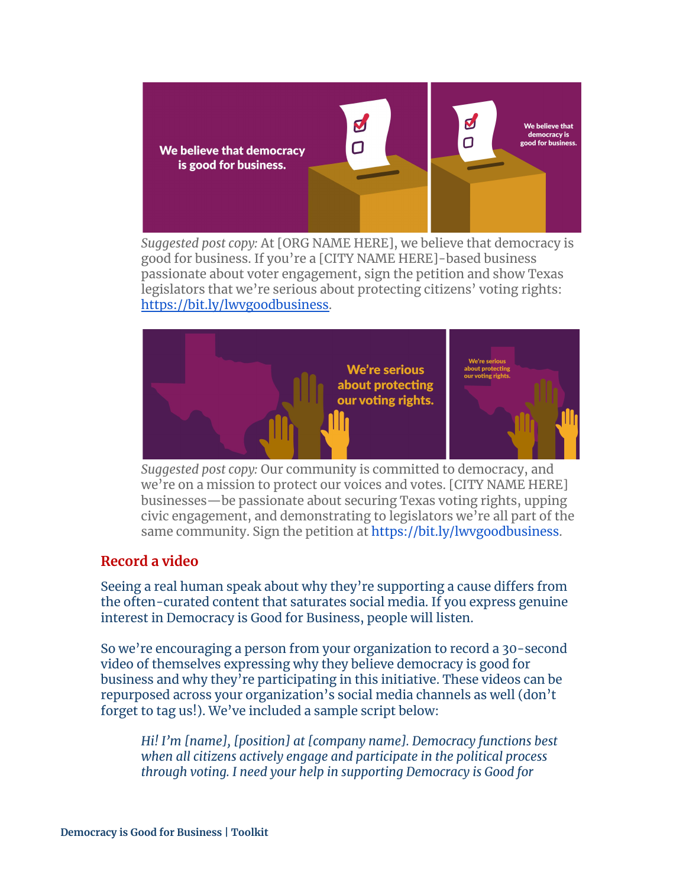*Suggested post copy:* At [ORG NAME HERE], we believe that democracy is good for business. If you're a [CITY NAME HERE]-based business passionate about voter engagement, sign the petition and show Texas legislators that we're serious about protecting citizens' voting rights: https://bit.ly/lwvgoodbusiness.

*Suggested post copy:* Our community is committed to democracy, and we're on a mission to protect our voices and votes. [CITY NAME HERE] businesses—be passionate about securing Texas voting rights, upping civic engagement, and demonstrating to legislators we're all part of the same community. Sign the petition at https://bit.ly/lwvgoodbusiness.

## Record a video

Seeing a real human speak about why they're supporting a cause differs from the often-curated content that saturates social media. If you express genuine interest in Democracy is Good for Business, people will listen.

So we're encouraging a person from your organization to record a 30-second video of themselves expressing why they believe democracy is good for business and why they're participating in this initiative. These videos can be repurposed across your organization's social media channels as well (don't forget to tag us!). We've included a sample script below:

> *Hi! I'm [name], [position] at [company name]. Democracy functions best when all citizens actively engage and participate in the political process through voting. I need your help in supporting Democracy is Good for*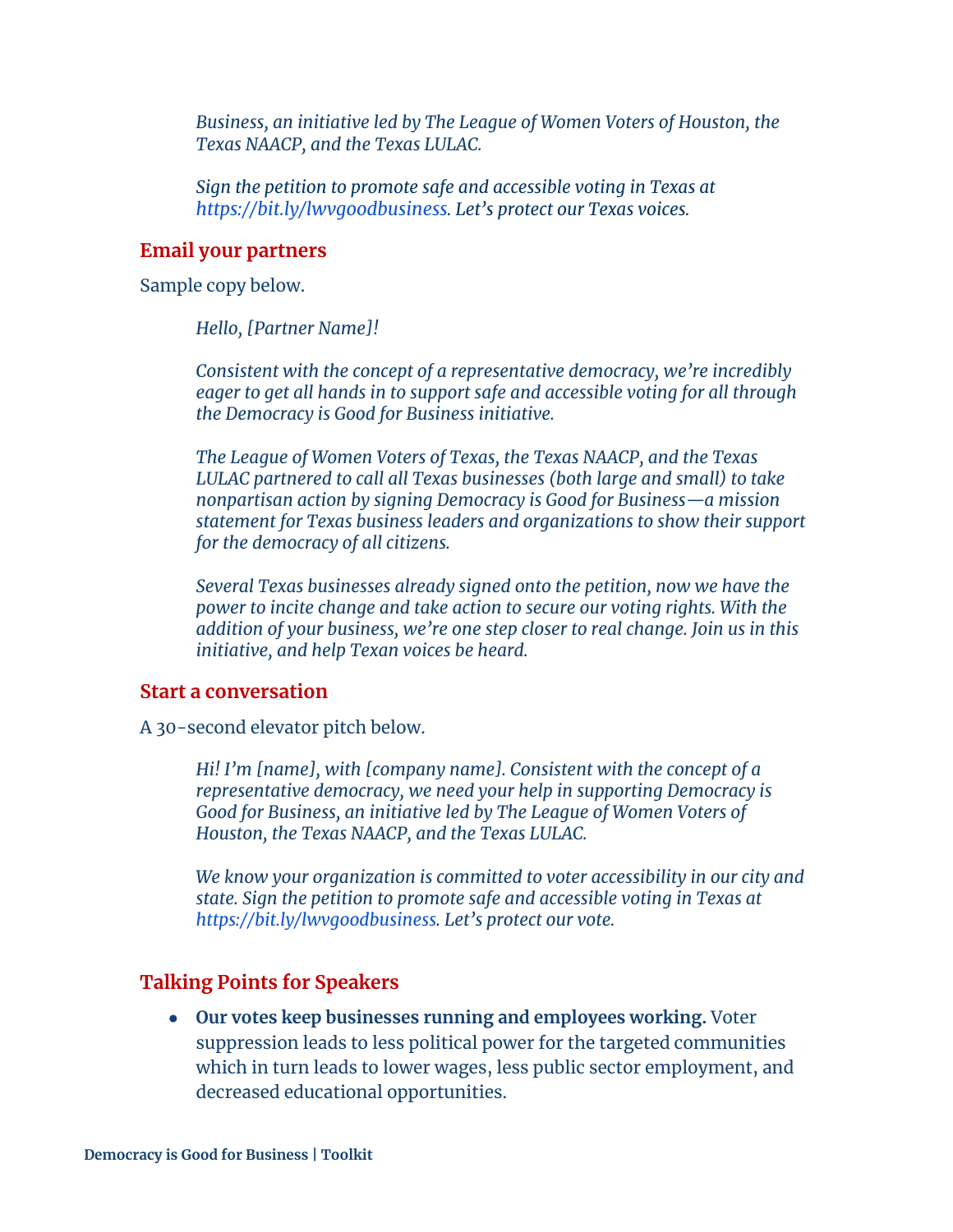*Business, an initiative led by The League of Women Voters of Houston, the Texas NAACP, and the Texas LULAC.*

*Sign the petition to promote safe and accessible voting in Texas at https://bit.ly/lwvgoodbusiness. Let's protect our Texas voices.*

## Email your partners

Sample copy below.

*Hello, [Partner Name]!*

*Consistent with the concept of a representative democracy, we're incredibly eager to get all hands in to support safe and accessible voting for all through the Democracy is Good for Business initiative.*

*The League of Women Voters of Texas, the Texas NAACP, and the Texas LULAC partnered to call all Texas businesses (both large and small) to take nonpartisan action by signing Democracy is Good for Business—a mission statement for Texas business leaders and organizations to show their support for the democracy of all citizens.*

*Several Texas businesses already signed onto the petition, now we have the power to incite change and take action to secure our voting rights. With the addition of your business, we're one step closer to real change. Join us in this initiative, and help Texan voices be heard.*

## Start a conversation

A 30-second elevator pitch below.

*Hi! I'm [name], with [company name]. Consistent with the concept of a representative democracy, we need your help in supporting Democracy is Good for Business, an initiative led by The League of Women Voters of Houston, the Texas NAACP, and the Texas LULAC.*

*We know your organization is committed to voter accessibility in our city and state. Sign the petition to promote safe and accessible voting in Texas at https://bit.ly/lwvgoodbusiness. Let's protect our vote.*

## Talking Points for Speakers

- **Our votes keep businesses running and employees working.** Voter suppression leads to less political power for the targeted communities which in turn leads to lower wages, less public sector employment, and decreased educational opportunities.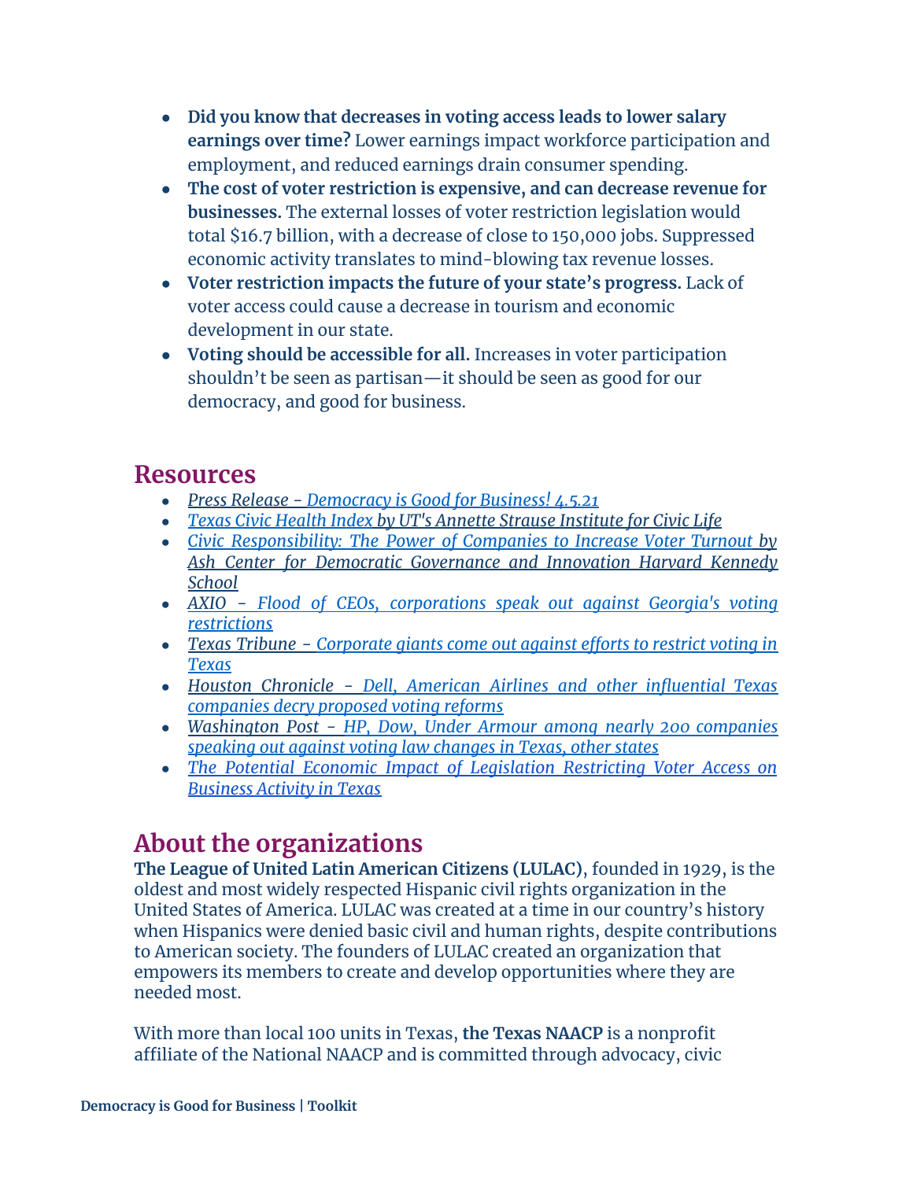- **Did you know that decreases in voting access leads to lower salary earnings over time?** Lower earnings impact workforce participation and employment, and reduced earnings drain consumer spending.
- **The cost of voter restriction is expensive, and can decrease revenue for businesses.** The external losses of voter restriction legislation would total $16.7 billion, with a decrease of close to 150,000 jobs. Suppressed economic activity translates to mind-blowing tax revenue losses.
- **Voter restriction impacts the future of your state's progress.** Lack of voter access could cause a decrease in tourism and economic development in our state.
- **Voting should be accessible for all.** Increases in voter participation shouldn't be seen as partisan—it should be seen as good for our democracy, and good for business.

## Resources

- *Press Release - Democracy is Good for Business! 4.5.21*
- *Texas Civic Health Index by UT's Annette Strause Institute for Civic Life*
- *Civic Responsibility: The Power of Companies to Increase Voter Turnout by Ash Center for Democratic Governance and Innovation Harvard Kennedy School*
- *AXIO - Flood of CEOs, corporations speak out against Georgia's voting restrictions*
- *Texas Tribune - Corporate giants come out against efforts to restrict voting in Texas*
- *Houston Chronicle - Dell, American Airlines and other influential Texas companies decry proposed voting reforms*
- *Washington Post - HP, Dow, Under Armour among nearly 200 companies speaking out against voting law changes in Texas, other states*
- *The Potential Economic Impact of Legislation Restricting Voter Access on Business Activity in Texas*

## About the organizations

**The League of United Latin American Citizens (LULAC)**, founded in 1929, is the oldest and most widely respected Hispanic civil rights organization in the United States of America. LULAC was created at a time in our country's history when Hispanics were denied basic civil and human rights, despite contributions to American society. The founders of LULAC created an organization that empowers its members to create and develop opportunities where they are needed most.

With more than local 100 units in Texas, **the Texas NAACP** is a nonprofit affiliate of the National NAACP and is committed through advocacy, civic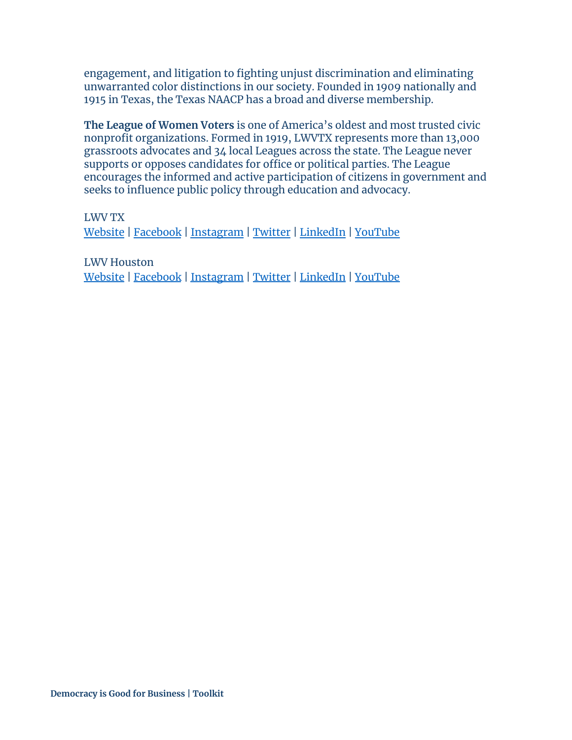engagement, and litigation to fighting unjust discrimination and eliminating unwarranted color distinctions in our society. Founded in 1909 nationally and 1915 in Texas, the Texas NAACP has a broad and diverse membership.

**The League of Women Voters** is one of America's oldest and most trusted civic nonprofit organizations. Formed in 1919, LWVTX represents more than 13,000 grassroots advocates and 34 local Leagues across the state. The League never supports or opposes candidates for office or political parties. The League encourages the informed and active participation of citizens in government and seeks to influence public policy through education and advocacy.

LWV TX
Website | Facebook | Instagram | Twitter | LinkedIn | YouTube

LWV Houston
Website | Facebook | Instagram | Twitter | LinkedIn | YouTube